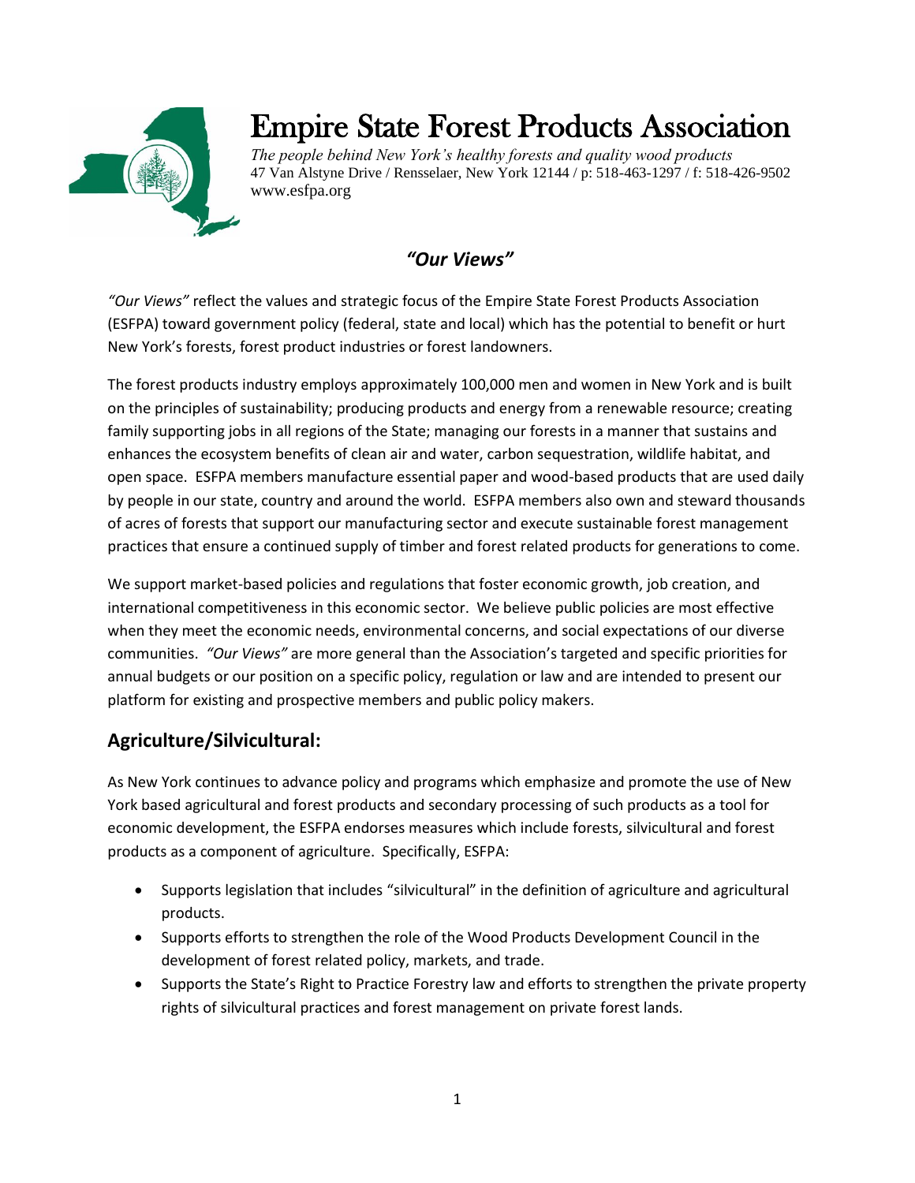# Empire State Forest Products Association

*The people behind New York's healthy forests and quality wood products*
47 Van Alstyne Drive / Rensselaer, New York 12144 / p: 518-463-1297 / f: 518-426-9502
www.esfpa.org

## *"Our Views"*

*"Our Views"* reflect the values and strategic focus of the Empire State Forest Products Association (ESFPA) toward government policy (federal, state and local) which has the potential to benefit or hurt New York's forests, forest product industries or forest landowners.

The forest products industry employs approximately 100,000 men and women in New York and is built on the principles of sustainability; producing products and energy from a renewable resource; creating family supporting jobs in all regions of the State; managing our forests in a manner that sustains and enhances the ecosystem benefits of clean air and water, carbon sequestration, wildlife habitat, and open space. ESFPA members manufacture essential paper and wood-based products that are used daily by people in our state, country and around the world. ESFPA members also own and steward thousands of acres of forests that support our manufacturing sector and execute sustainable forest management practices that ensure a continued supply of timber and forest related products for generations to come.

We support market-based policies and regulations that foster economic growth, job creation, and international competitiveness in this economic sector. We believe public policies are most effective when they meet the economic needs, environmental concerns, and social expectations of our diverse communities. *"Our Views"* are more general than the Association's targeted and specific priorities for annual budgets or our position on a specific policy, regulation or law and are intended to present our platform for existing and prospective members and public policy makers.

## Agriculture/Silvicultural:

As New York continues to advance policy and programs which emphasize and promote the use of New York based agricultural and forest products and secondary processing of such products as a tool for economic development, the ESFPA endorses measures which include forests, silvicultural and forest products as a component of agriculture. Specifically, ESFPA:

- Supports legislation that includes "silvicultural" in the definition of agriculture and agricultural products.
- Supports efforts to strengthen the role of the Wood Products Development Council in the development of forest related policy, markets, and trade.
- Supports the State's Right to Practice Forestry law and efforts to strengthen the private property rights of silvicultural practices and forest management on private forest lands.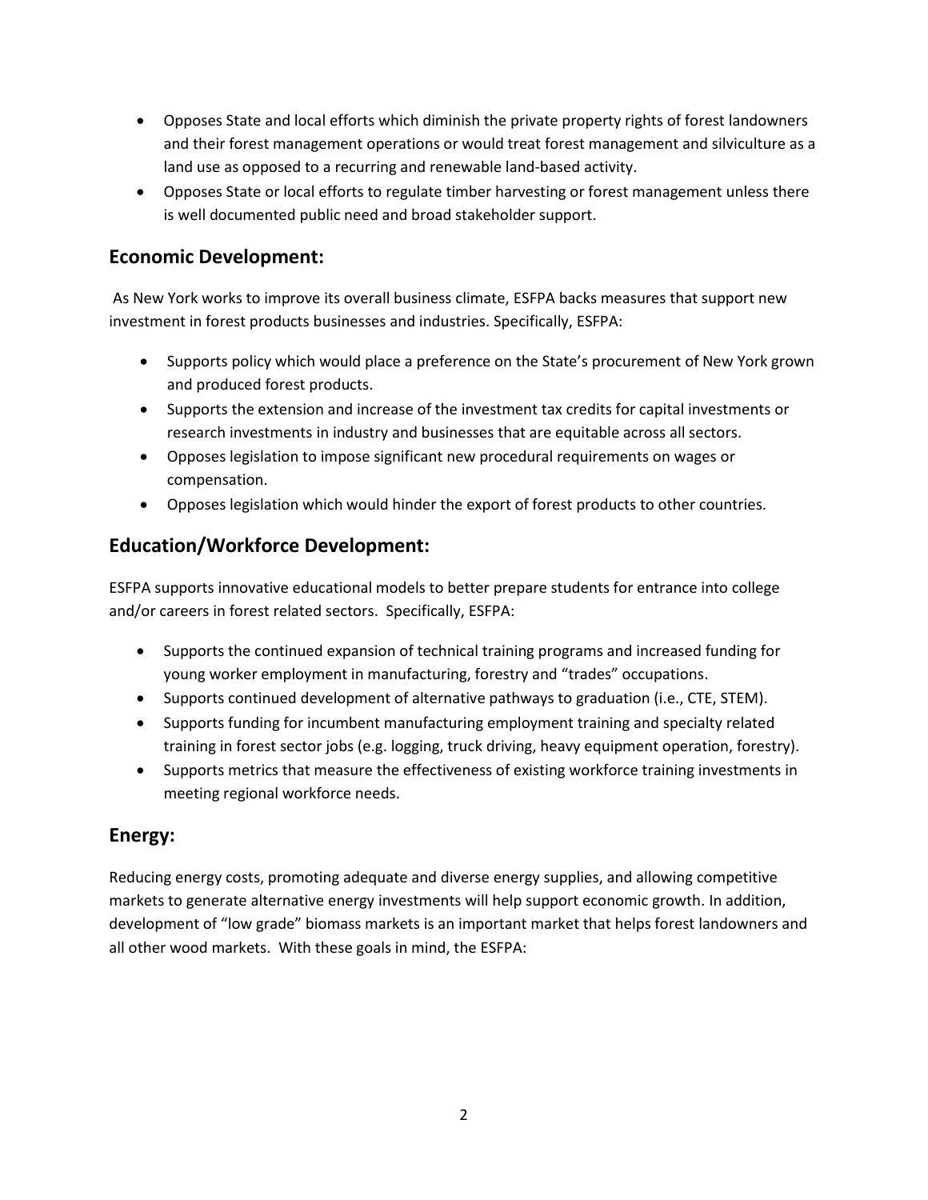- Opposes State and local efforts which diminish the private property rights of forest landowners and their forest management operations or would treat forest management and silviculture as a land use as opposed to a recurring and renewable land-based activity.
- Opposes State or local efforts to regulate timber harvesting or forest management unless there is well documented public need and broad stakeholder support.

## Economic Development:

As New York works to improve its overall business climate, ESFPA backs measures that support new investment in forest products businesses and industries. Specifically, ESFPA:

- Supports policy which would place a preference on the State's procurement of New York grown and produced forest products.
- Supports the extension and increase of the investment tax credits for capital investments or research investments in industry and businesses that are equitable across all sectors.
- Opposes legislation to impose significant new procedural requirements on wages or compensation.
- Opposes legislation which would hinder the export of forest products to other countries.

## Education/Workforce Development:

ESFPA supports innovative educational models to better prepare students for entrance into college and/or careers in forest related sectors. Specifically, ESFPA:

- Supports the continued expansion of technical training programs and increased funding for young worker employment in manufacturing, forestry and "trades" occupations.
- Supports continued development of alternative pathways to graduation (i.e., CTE, STEM).
- Supports funding for incumbent manufacturing employment training and specialty related training in forest sector jobs (e.g. logging, truck driving, heavy equipment operation, forestry).
- Supports metrics that measure the effectiveness of existing workforce training investments in meeting regional workforce needs.

## Energy:

Reducing energy costs, promoting adequate and diverse energy supplies, and allowing competitive markets to generate alternative energy investments will help support economic growth. In addition, development of "low grade" biomass markets is an important market that helps forest landowners and all other wood markets. With these goals in mind, the ESFPA: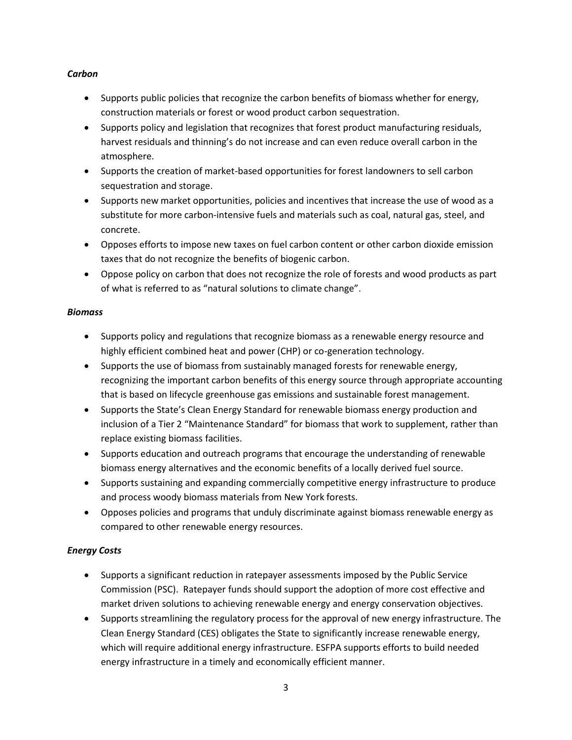*Carbon*

- Supports public policies that recognize the carbon benefits of biomass whether for energy, construction materials or forest or wood product carbon sequestration.
- Supports policy and legislation that recognizes that forest product manufacturing residuals, harvest residuals and thinning's do not increase and can even reduce overall carbon in the atmosphere.
- Supports the creation of market-based opportunities for forest landowners to sell carbon sequestration and storage.
- Supports new market opportunities, policies and incentives that increase the use of wood as a substitute for more carbon-intensive fuels and materials such as coal, natural gas, steel, and concrete.
- Opposes efforts to impose new taxes on fuel carbon content or other carbon dioxide emission taxes that do not recognize the benefits of biogenic carbon.
- Oppose policy on carbon that does not recognize the role of forests and wood products as part of what is referred to as "natural solutions to climate change".

*Biomass*

- Supports policy and regulations that recognize biomass as a renewable energy resource and highly efficient combined heat and power (CHP) or co-generation technology.
- Supports the use of biomass from sustainably managed forests for renewable energy, recognizing the important carbon benefits of this energy source through appropriate accounting that is based on lifecycle greenhouse gas emissions and sustainable forest management.
- Supports the State's Clean Energy Standard for renewable biomass energy production and inclusion of a Tier 2 "Maintenance Standard" for biomass that work to supplement, rather than replace existing biomass facilities.
- Supports education and outreach programs that encourage the understanding of renewable biomass energy alternatives and the economic benefits of a locally derived fuel source.
- Supports sustaining and expanding commercially competitive energy infrastructure to produce and process woody biomass materials from New York forests.
- Opposes policies and programs that unduly discriminate against biomass renewable energy as compared to other renewable energy resources.

*Energy Costs*

- Supports a significant reduction in ratepayer assessments imposed by the Public Service Commission (PSC). Ratepayer funds should support the adoption of more cost effective and market driven solutions to achieving renewable energy and energy conservation objectives.
- Supports streamlining the regulatory process for the approval of new energy infrastructure. The Clean Energy Standard (CES) obligates the State to significantly increase renewable energy, which will require additional energy infrastructure. ESFPA supports efforts to build needed energy infrastructure in a timely and economically efficient manner.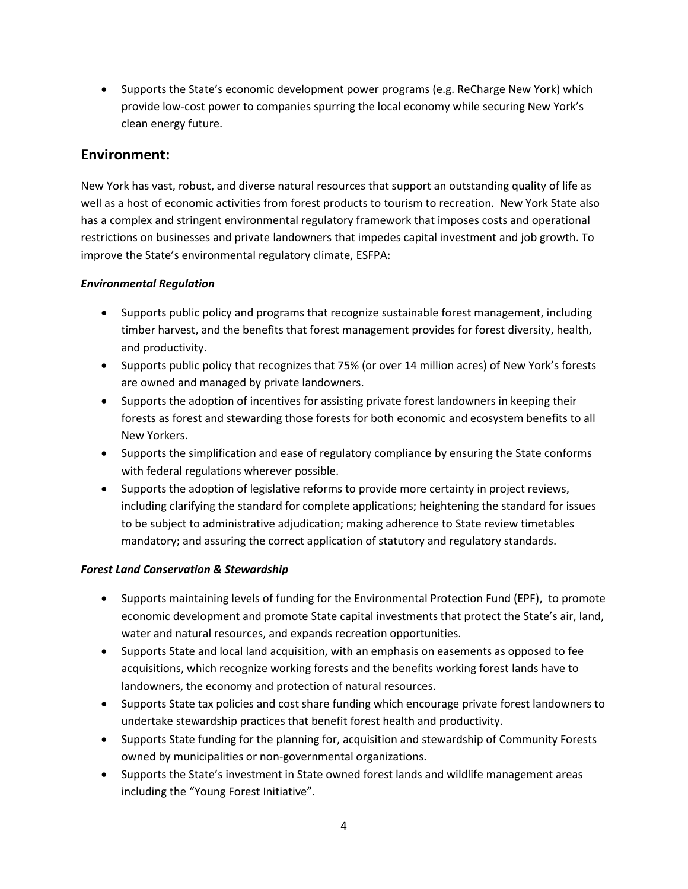- Supports the State's economic development power programs (e.g. ReCharge New York) which provide low-cost power to companies spurring the local economy while securing New York's clean energy future.

## Environment:

New York has vast, robust, and diverse natural resources that support an outstanding quality of life as well as a host of economic activities from forest products to tourism to recreation. New York State also has a complex and stringent environmental regulatory framework that imposes costs and operational restrictions on businesses and private landowners that impedes capital investment and job growth. To improve the State's environmental regulatory climate, ESFPA:

### *Environmental Regulation*

- Supports public policy and programs that recognize sustainable forest management, including timber harvest, and the benefits that forest management provides for forest diversity, health, and productivity.
- Supports public policy that recognizes that 75% (or over 14 million acres) of New York's forests are owned and managed by private landowners.
- Supports the adoption of incentives for assisting private forest landowners in keeping their forests as forest and stewarding those forests for both economic and ecosystem benefits to all New Yorkers.
- Supports the simplification and ease of regulatory compliance by ensuring the State conforms with federal regulations wherever possible.
- Supports the adoption of legislative reforms to provide more certainty in project reviews, including clarifying the standard for complete applications; heightening the standard for issues to be subject to administrative adjudication; making adherence to State review timetables mandatory; and assuring the correct application of statutory and regulatory standards.

### *Forest Land Conservation & Stewardship*

- Supports maintaining levels of funding for the Environmental Protection Fund (EPF), to promote economic development and promote State capital investments that protect the State's air, land, water and natural resources, and expands recreation opportunities.
- Supports State and local land acquisition, with an emphasis on easements as opposed to fee acquisitions, which recognize working forests and the benefits working forest lands have to landowners, the economy and protection of natural resources.
- Supports State tax policies and cost share funding which encourage private forest landowners to undertake stewardship practices that benefit forest health and productivity.
- Supports State funding for the planning for, acquisition and stewardship of Community Forests owned by municipalities or non-governmental organizations.
- Supports the State's investment in State owned forest lands and wildlife management areas including the "Young Forest Initiative".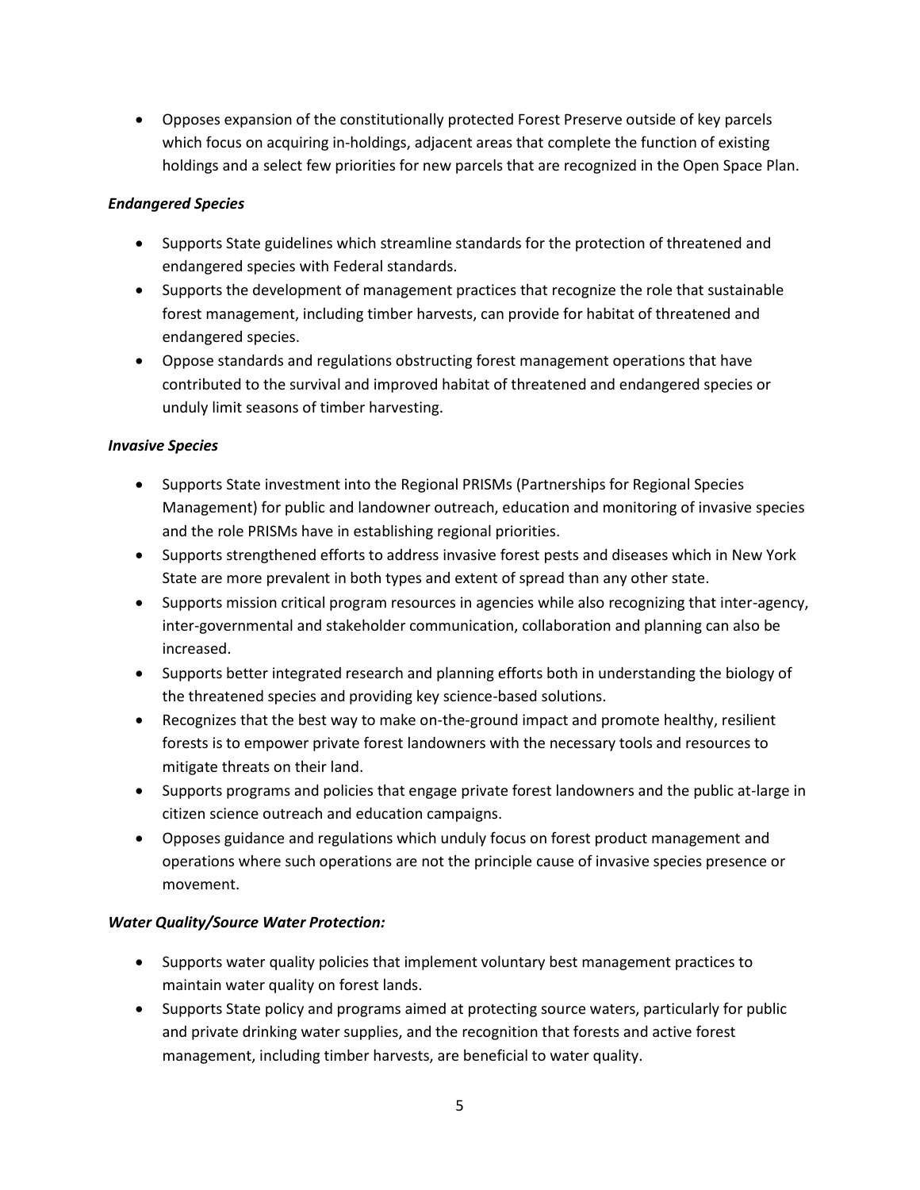- Opposes expansion of the constitutionally protected Forest Preserve outside of key parcels which focus on acquiring in-holdings, adjacent areas that complete the function of existing holdings and a select few priorities for new parcels that are recognized in the Open Space Plan.

***Endangered Species***

- Supports State guidelines which streamline standards for the protection of threatened and endangered species with Federal standards.
- Supports the development of management practices that recognize the role that sustainable forest management, including timber harvests, can provide for habitat of threatened and endangered species.
- Oppose standards and regulations obstructing forest management operations that have contributed to the survival and improved habitat of threatened and endangered species or unduly limit seasons of timber harvesting.

***Invasive Species***

- Supports State investment into the Regional PRISMs (Partnerships for Regional Species Management) for public and landowner outreach, education and monitoring of invasive species and the role PRISMs have in establishing regional priorities.
- Supports strengthened efforts to address invasive forest pests and diseases which in New York State are more prevalent in both types and extent of spread than any other state.
- Supports mission critical program resources in agencies while also recognizing that inter-agency, inter-governmental and stakeholder communication, collaboration and planning can also be increased.
- Supports better integrated research and planning efforts both in understanding the biology of the threatened species and providing key science-based solutions.
- Recognizes that the best way to make on-the-ground impact and promote healthy, resilient forests is to empower private forest landowners with the necessary tools and resources to mitigate threats on their land.
- Supports programs and policies that engage private forest landowners and the public at-large in citizen science outreach and education campaigns.
- Opposes guidance and regulations which unduly focus on forest product management and operations where such operations are not the principle cause of invasive species presence or movement.

***Water Quality/Source Water Protection:***

- Supports water quality policies that implement voluntary best management practices to maintain water quality on forest lands.
- Supports State policy and programs aimed at protecting source waters, particularly for public and private drinking water supplies, and the recognition that forests and active forest management, including timber harvests, are beneficial to water quality.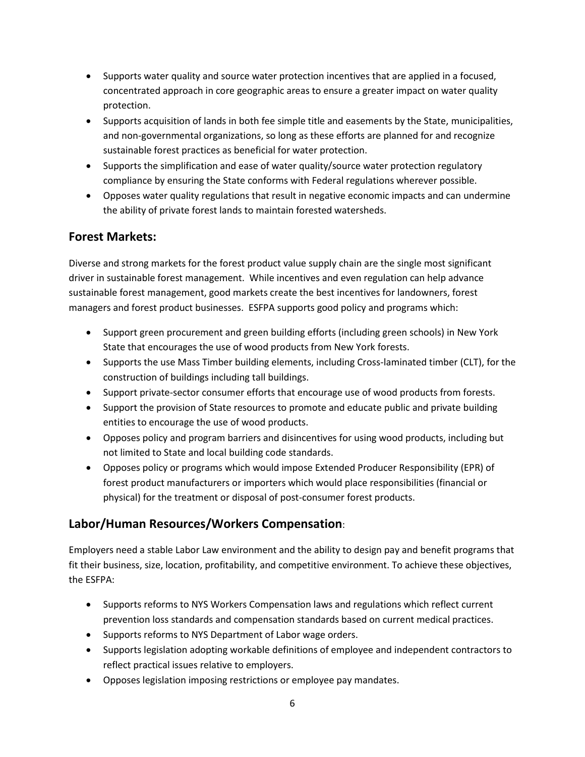- Supports water quality and source water protection incentives that are applied in a focused, concentrated approach in core geographic areas to ensure a greater impact on water quality protection.
- Supports acquisition of lands in both fee simple title and easements by the State, municipalities, and non-governmental organizations, so long as these efforts are planned for and recognize sustainable forest practices as beneficial for water protection.
- Supports the simplification and ease of water quality/source water protection regulatory compliance by ensuring the State conforms with Federal regulations wherever possible.
- Opposes water quality regulations that result in negative economic impacts and can undermine the ability of private forest lands to maintain forested watersheds.

## Forest Markets:

Diverse and strong markets for the forest product value supply chain are the single most significant driver in sustainable forest management. While incentives and even regulation can help advance sustainable forest management, good markets create the best incentives for landowners, forest managers and forest product businesses. ESFPA supports good policy and programs which:

- Support green procurement and green building efforts (including green schools) in New York State that encourages the use of wood products from New York forests.
- Supports the use Mass Timber building elements, including Cross-laminated timber (CLT), for the construction of buildings including tall buildings.
- Support private-sector consumer efforts that encourage use of wood products from forests.
- Support the provision of State resources to promote and educate public and private building entities to encourage the use of wood products.
- Opposes policy and program barriers and disincentives for using wood products, including but not limited to State and local building code standards.
- Opposes policy or programs which would impose Extended Producer Responsibility (EPR) of forest product manufacturers or importers which would place responsibilities (financial or physical) for the treatment or disposal of post-consumer forest products.

## Labor/Human Resources/Workers Compensation:

Employers need a stable Labor Law environment and the ability to design pay and benefit programs that fit their business, size, location, profitability, and competitive environment. To achieve these objectives, the ESFPA:

- Supports reforms to NYS Workers Compensation laws and regulations which reflect current prevention loss standards and compensation standards based on current medical practices.
- Supports reforms to NYS Department of Labor wage orders.
- Supports legislation adopting workable definitions of employee and independent contractors to reflect practical issues relative to employers.
- Opposes legislation imposing restrictions or employee pay mandates.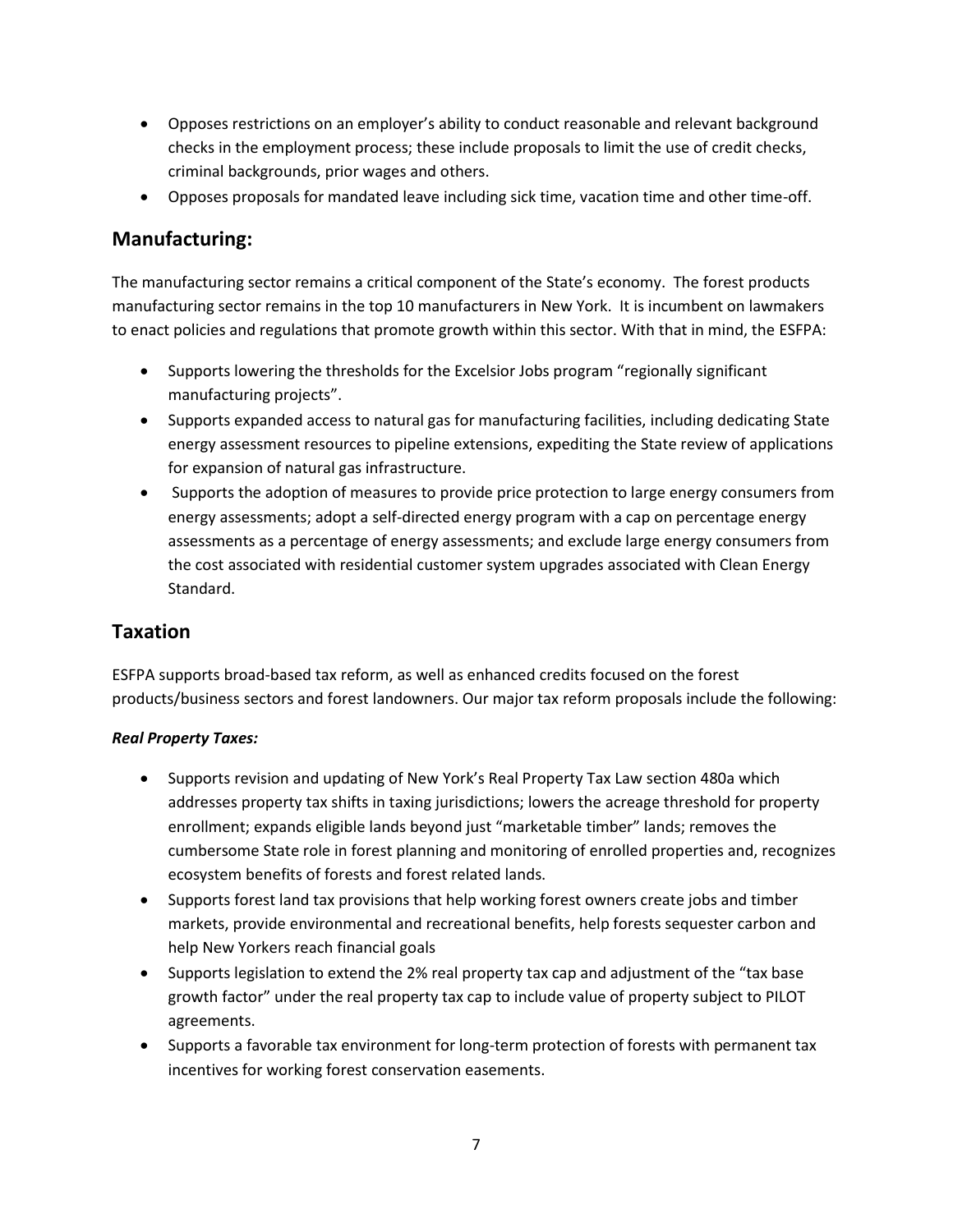- Opposes restrictions on an employer's ability to conduct reasonable and relevant background checks in the employment process; these include proposals to limit the use of credit checks, criminal backgrounds, prior wages and others.
- Opposes proposals for mandated leave including sick time, vacation time and other time-off.

## Manufacturing:

The manufacturing sector remains a critical component of the State's economy. The forest products manufacturing sector remains in the top 10 manufacturers in New York. It is incumbent on lawmakers to enact policies and regulations that promote growth within this sector. With that in mind, the ESFPA:

- Supports lowering the thresholds for the Excelsior Jobs program "regionally significant manufacturing projects".
- Supports expanded access to natural gas for manufacturing facilities, including dedicating State energy assessment resources to pipeline extensions, expediting the State review of applications for expansion of natural gas infrastructure.
- Supports the adoption of measures to provide price protection to large energy consumers from energy assessments; adopt a self-directed energy program with a cap on percentage energy assessments as a percentage of energy assessments; and exclude large energy consumers from the cost associated with residential customer system upgrades associated with Clean Energy Standard.

## Taxation

ESFPA supports broad-based tax reform, as well as enhanced credits focused on the forest products/business sectors and forest landowners. Our major tax reform proposals include the following:

***Real Property Taxes:***

- Supports revision and updating of New York's Real Property Tax Law section 480a which addresses property tax shifts in taxing jurisdictions; lowers the acreage threshold for property enrollment; expands eligible lands beyond just "marketable timber" lands; removes the cumbersome State role in forest planning and monitoring of enrolled properties and, recognizes ecosystem benefits of forests and forest related lands.
- Supports forest land tax provisions that help working forest owners create jobs and timber markets, provide environmental and recreational benefits, help forests sequester carbon and help New Yorkers reach financial goals
- Supports legislation to extend the 2% real property tax cap and adjustment of the "tax base growth factor" under the real property tax cap to include value of property subject to PILOT agreements.
- Supports a favorable tax environment for long-term protection of forests with permanent tax incentives for working forest conservation easements.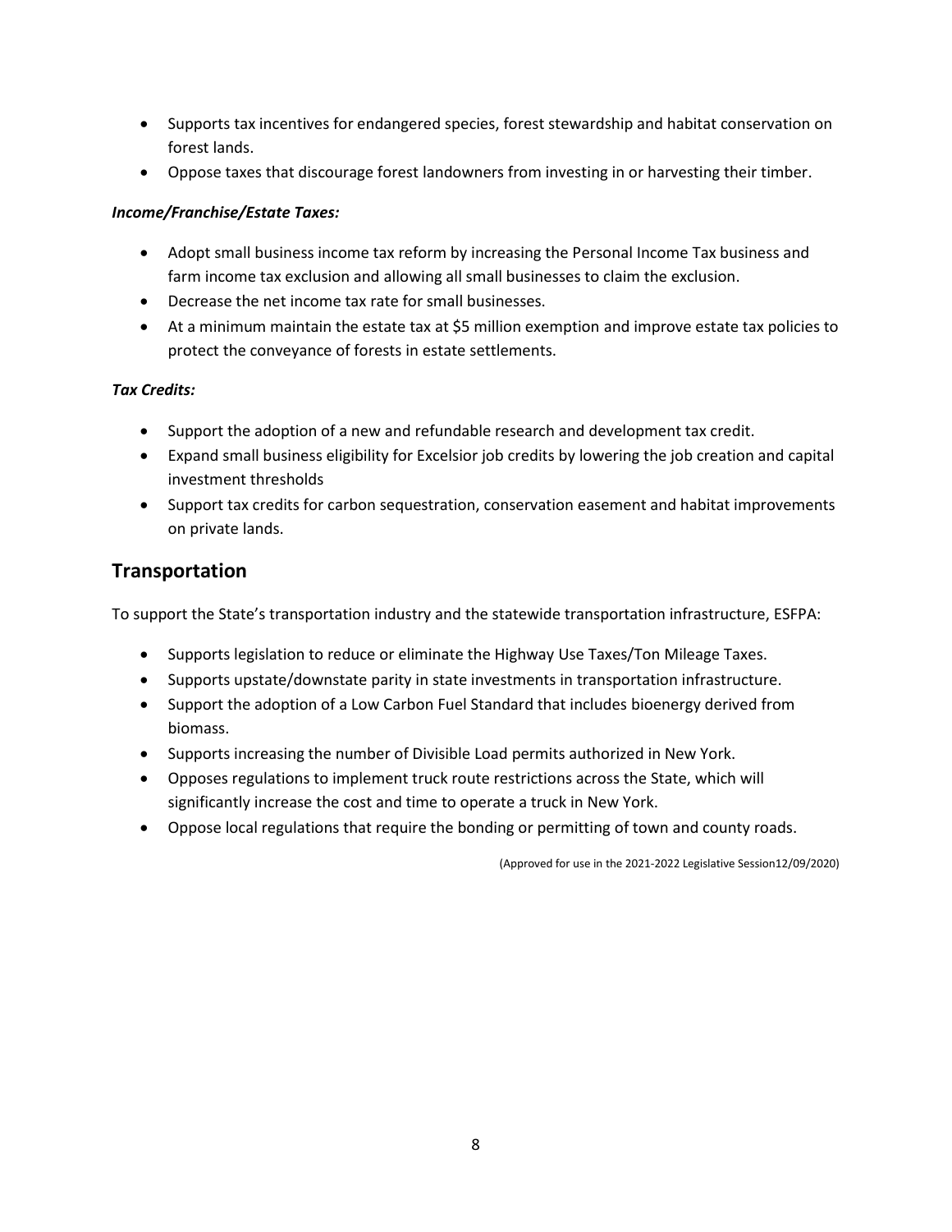- Supports tax incentives for endangered species, forest stewardship and habitat conservation on forest lands.
- Oppose taxes that discourage forest landowners from investing in or harvesting their timber.

***Income/Franchise/Estate Taxes:***

- Adopt small business income tax reform by increasing the Personal Income Tax business and farm income tax exclusion and allowing all small businesses to claim the exclusion.
- Decrease the net income tax rate for small businesses.
- At a minimum maintain the estate tax at $5 million exemption and improve estate tax policies to protect the conveyance of forests in estate settlements.

***Tax Credits:***

- Support the adoption of a new and refundable research and development tax credit.
- Expand small business eligibility for Excelsior job credits by lowering the job creation and capital investment thresholds
- Support tax credits for carbon sequestration, conservation easement and habitat improvements on private lands.

## Transportation

To support the State's transportation industry and the statewide transportation infrastructure, ESFPA:

- Supports legislation to reduce or eliminate the Highway Use Taxes/Ton Mileage Taxes.
- Supports upstate/downstate parity in state investments in transportation infrastructure.
- Support the adoption of a Low Carbon Fuel Standard that includes bioenergy derived from biomass.
- Supports increasing the number of Divisible Load permits authorized in New York.
- Opposes regulations to implement truck route restrictions across the State, which will significantly increase the cost and time to operate a truck in New York.
- Oppose local regulations that require the bonding or permitting of town and county roads.

(Approved for use in the 2021-2022 Legislative Session12/09/2020)